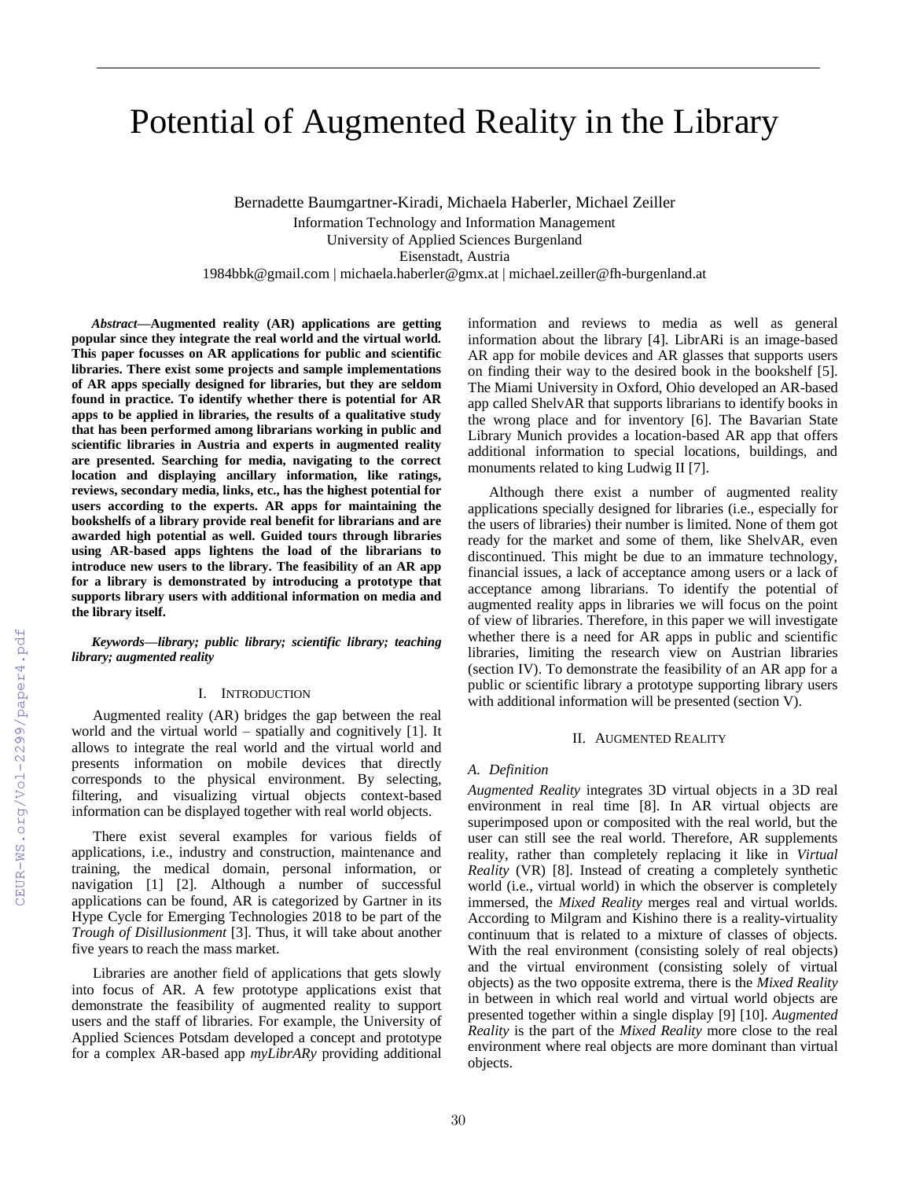# Potential of Augmented Reality in the Library

Bernadette Baumgartner-Kiradi, Michaela Haberler, Michael Zeiller
Information Technology and Information Management
University of Applied Sciences Burgenland
Eisenstadt, Austria
1984bbk@gmail.com | michaela.haberler@gmx.at | michael.zeiller@fh-burgenland.at

***Abstract*—Augmented reality (AR) applications are getting popular since they integrate the real world and the virtual world. This paper focusses on AR applications for public and scientific libraries. There exist some projects and sample implementations of AR apps specially designed for libraries, but they are seldom found in practice. To identify whether there is potential for AR apps to be applied in libraries, the results of a qualitative study that has been performed among librarians working in public and scientific libraries in Austria and experts in augmented reality are presented. Searching for media, navigating to the correct location and displaying ancillary information, like ratings, reviews, secondary media, links, etc., has the highest potential for users according to the experts. AR apps for maintaining the bookshelfs of a library provide real benefit for librarians and are awarded high potential as well. Guided tours through libraries using AR-based apps lightens the load of the librarians to introduce new users to the library. The feasibility of an AR app for a library is demonstrated by introducing a prototype that supports library users with additional information on media and the library itself.**

***Keywords—library; public library; scientific library; teaching library; augmented reality***

## I. Introduction

Augmented reality (AR) bridges the gap between the real world and the virtual world – spatially and cognitively [1]. It allows to integrate the real world and the virtual world and presents information on mobile devices that directly corresponds to the physical environment. By selecting, filtering, and visualizing virtual objects context-based information can be displayed together with real world objects.

There exist several examples for various fields of applications, i.e., industry and construction, maintenance and training, the medical domain, personal information, or navigation [1] [2]. Although a number of successful applications can be found, AR is categorized by Gartner in its Hype Cycle for Emerging Technologies 2018 to be part of the *Trough of Disillusionment* [3]. Thus, it will take about another five years to reach the mass market.

Libraries are another field of applications that gets slowly into focus of AR. A few prototype applications exist that demonstrate the feasibility of augmented reality to support users and the staff of libraries. For example, the University of Applied Sciences Potsdam developed a concept and prototype for a complex AR-based app *myLibrARy* providing additional information and reviews to media as well as general information about the library [4]. LibrARi is an image-based AR app for mobile devices and AR glasses that supports users on finding their way to the desired book in the bookshelf [5]. The Miami University in Oxford, Ohio developed an AR-based app called ShelvAR that supports librarians to identify books in the wrong place and for inventory [6]. The Bavarian State Library Munich provides a location-based AR app that offers additional information to special locations, buildings, and monuments related to king Ludwig II [7].

Although there exist a number of augmented reality applications specially designed for libraries (i.e., especially for the users of libraries) their number is limited. None of them got ready for the market and some of them, like ShelvAR, even discontinued. This might be due to an immature technology, financial issues, a lack of acceptance among users or a lack of acceptance among librarians. To identify the potential of augmented reality apps in libraries we will focus on the point of view of libraries. Therefore, in this paper we will investigate whether there is a need for AR apps in public and scientific libraries, limiting the research view on Austrian libraries (section IV). To demonstrate the feasibility of an AR app for a public or scientific library a prototype supporting library users with additional information will be presented (section V).

## II. Augmented Reality

### A. Definition

*Augmented Reality* integrates 3D virtual objects in a 3D real environment in real time [8]. In AR virtual objects are superimposed upon or composited with the real world, but the user can still see the real world. Therefore, AR supplements reality, rather than completely replacing it like in *Virtual Reality* (VR) [8]. Instead of creating a completely synthetic world (i.e., virtual world) in which the observer is completely immersed, the *Mixed Reality* merges real and virtual worlds. According to Milgram and Kishino there is a reality-virtuality continuum that is related to a mixture of classes of objects. With the real environment (consisting solely of real objects) and the virtual environment (consisting solely of virtual objects) as the two opposite extrema, there is the *Mixed Reality* in between in which real world and virtual world objects are presented together within a single display [9] [10]. *Augmented Reality* is the part of the *Mixed Reality* more close to the real environment where real objects are more dominant than virtual objects.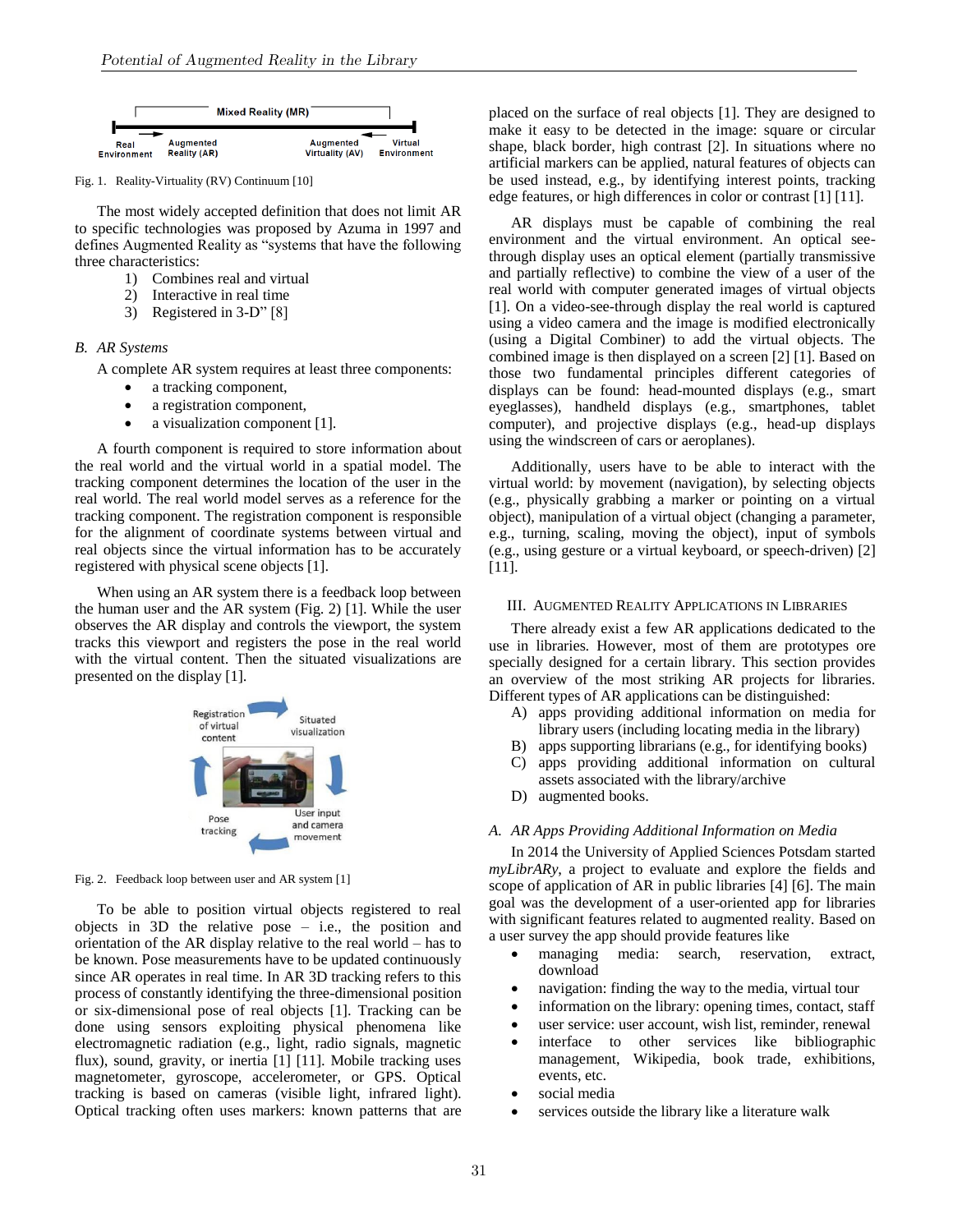Fig. 1. Reality-Virtuality (RV) Continuum [10]

The most widely accepted definition that does not limit AR to specific technologies was proposed by Azuma in 1997 and defines Augmented Reality as "systems that have the following three characteristics:

1) Combines real and virtual
2) Interactive in real time
3) Registered in 3-D" [8]

### B. AR Systems

A complete AR system requires at least three components:

- a tracking component,
- a registration component,
- a visualization component [1].

A fourth component is required to store information about the real world and the virtual world in a spatial model. The tracking component determines the location of the user in the real world. The real world model serves as a reference for the tracking component. The registration component is responsible for the alignment of coordinate systems between virtual and real objects since the virtual information has to be accurately registered with physical scene objects [1].

When using an AR system there is a feedback loop between the human user and the AR system (Fig. 2) [1]. While the user observes the AR display and controls the viewport, the system tracks this viewport and registers the pose in the real world with the virtual content. Then the situated visualizations are presented on the display [1].

Fig. 2. Feedback loop between user and AR system [1]

To be able to position virtual objects registered to real objects in 3D the relative pose – i.e., the position and orientation of the AR display relative to the real world – has to be known. Pose measurements have to be updated continuously since AR operates in real time. In AR 3D tracking refers to this process of constantly identifying the three-dimensional position or six-dimensional pose of real objects [1]. Tracking can be done using sensors exploiting physical phenomena like electromagnetic radiation (e.g., light, radio signals, magnetic flux), sound, gravity, or inertia [1] [11]. Mobile tracking uses magnetometer, gyroscope, accelerometer, or GPS. Optical tracking is based on cameras (visible light, infrared light). Optical tracking often uses markers: known patterns that are placed on the surface of real objects [1]. They are designed to make it easy to be detected in the image: square or circular shape, black border, high contrast [2]. In situations where no artificial markers can be applied, natural features of objects can be used instead, e.g., by identifying interest points, tracking edge features, or high differences in color or contrast [1] [11].

AR displays must be capable of combining the real environment and the virtual environment. An optical see-through display uses an optical element (partially transmissive and partially reflective) to combine the view of a user of the real world with computer generated images of virtual objects [1]. On a video-see-through display the real world is captured using a video camera and the image is modified electronically (using a Digital Combiner) to add the virtual objects. The combined image is then displayed on a screen [2] [1]. Based on those two fundamental principles different categories of displays can be found: head-mounted displays (e.g., smart eyeglasses), handheld displays (e.g., smartphones, tablet computer), and projective displays (e.g., head-up displays using the windscreen of cars or aeroplanes).

Additionally, users have to be able to interact with the virtual world: by movement (navigation), by selecting objects (e.g., physically grabbing a marker or pointing on a virtual object), manipulation of a virtual object (changing a parameter, e.g., turning, scaling, moving the object), input of symbols (e.g., using gesture or a virtual keyboard, or speech-driven) [2] [11].

## III. Augmented Reality Applications in Libraries

There already exist a few AR applications dedicated to the use in libraries. However, most of them are prototypes ore specially designed for a certain library. This section provides an overview of the most striking AR projects for libraries. Different types of AR applications can be distinguished:

A) apps providing additional information on media for library users (including locating media in the library)
B) apps supporting librarians (e.g., for identifying books)
C) apps providing additional information on cultural assets associated with the library/archive
D) augmented books.

### A. AR Apps Providing Additional Information on Media

In 2014 the University of Applied Sciences Potsdam started *myLibrARy*, a project to evaluate and explore the fields and scope of application of AR in public libraries [4] [6]. The main goal was the development of a user-oriented app for libraries with significant features related to augmented reality. Based on a user survey the app should provide features like

- managing media: search, reservation, extract, download
- navigation: finding the way to the media, virtual tour
- information on the library: opening times, contact, staff
- user service: user account, wish list, reminder, renewal
- interface to other services like bibliographic management, Wikipedia, book trade, exhibitions, events, etc.
- social media
- services outside the library like a literature walk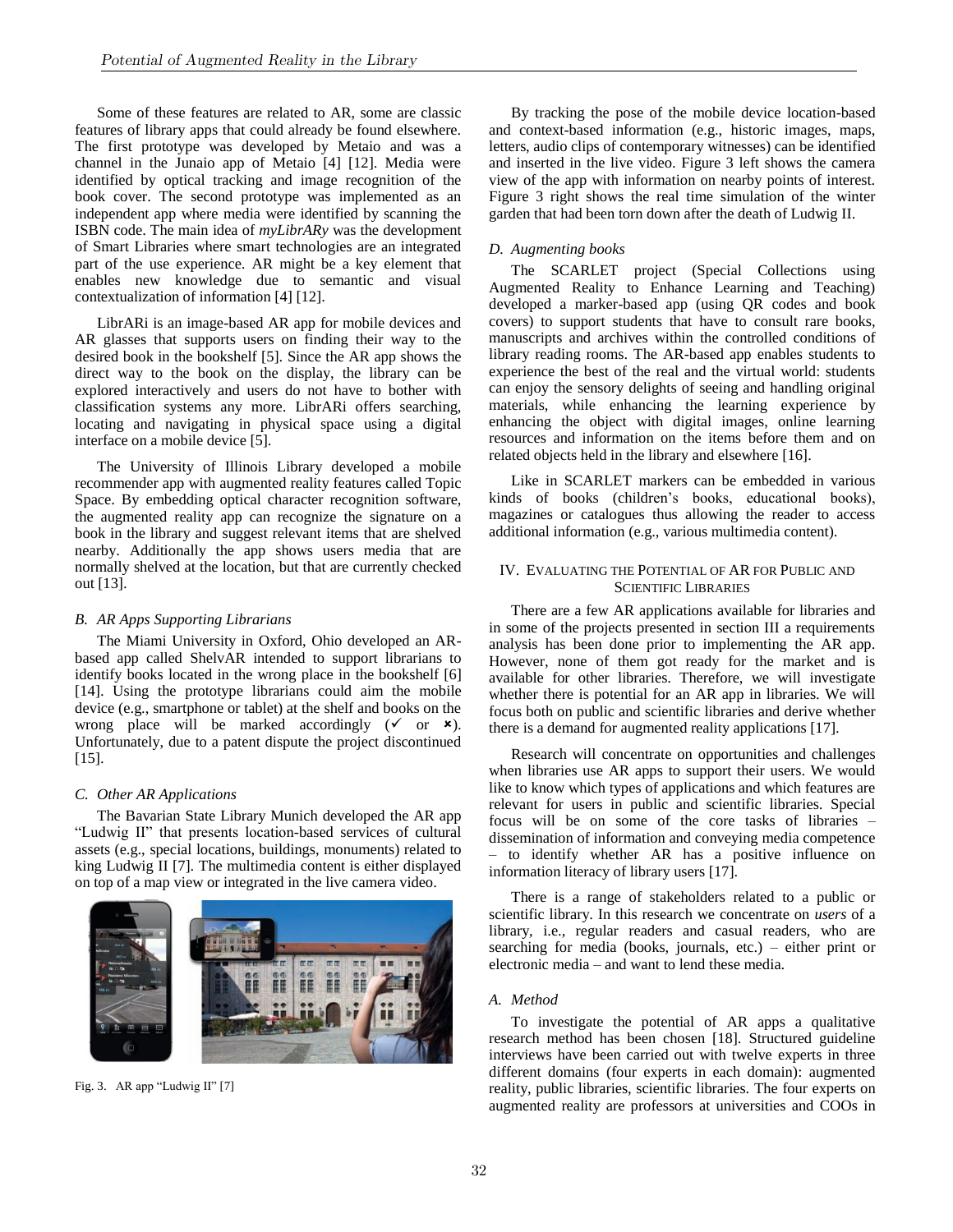Some of these features are related to AR, some are classic features of library apps that could already be found elsewhere. The first prototype was developed by Metaio and was a channel in the Junaio app of Metaio [4] [12]. Media were identified by optical tracking and image recognition of the book cover. The second prototype was implemented as an independent app where media were identified by scanning the ISBN code. The main idea of *myLibrARy* was the development of Smart Libraries where smart technologies are an integrated part of the use experience. AR might be a key element that enables new knowledge due to semantic and visual contextualization of information [4] [12].

LibrARi is an image-based AR app for mobile devices and AR glasses that supports users on finding their way to the desired book in the bookshelf [5]. Since the AR app shows the direct way to the book on the display, the library can be explored interactively and users do not have to bother with classification systems any more. LibrARi offers searching, locating and navigating in physical space using a digital interface on a mobile device [5].

The University of Illinois Library developed a mobile recommender app with augmented reality features called Topic Space. By embedding optical character recognition software, the augmented reality app can recognize the signature on a book in the library and suggest relevant items that are shelved nearby. Additionally the app shows users media that are normally shelved at the location, but that are currently checked out [13].

### *B. AR Apps Supporting Librarians*

The Miami University in Oxford, Ohio developed an AR-based app called ShelvAR intended to support librarians to identify books located in the wrong place in the bookshelf [6] [14]. Using the prototype librarians could aim the mobile device (e.g., smartphone or tablet) at the shelf and books on the wrong place will be marked accordingly (✓ or ✗). Unfortunately, due to a patent dispute the project discontinued [15].

### *C. Other AR Applications*

The Bavarian State Library Munich developed the AR app "Ludwig II" that presents location-based services of cultural assets (e.g., special locations, buildings, monuments) related to king Ludwig II [7]. The multimedia content is either displayed on top of a map view or integrated in the live camera video.

Fig. 3. AR app "Ludwig II" [7]

By tracking the pose of the mobile device location-based and context-based information (e.g., historic images, maps, letters, audio clips of contemporary witnesses) can be identified and inserted in the live video. Figure 3 left shows the camera view of the app with information on nearby points of interest. Figure 3 right shows the real time simulation of the winter garden that had been torn down after the death of Ludwig II.

### *D. Augmenting books*

The SCARLET project (Special Collections using Augmented Reality to Enhance Learning and Teaching) developed a marker-based app (using QR codes and book covers) to support students that have to consult rare books, manuscripts and archives within the controlled conditions of library reading rooms. The AR-based app enables students to experience the best of the real and the virtual world: students can enjoy the sensory delights of seeing and handling original materials, while enhancing the learning experience by enhancing the object with digital images, online learning resources and information on the items before them and on related objects held in the library and elsewhere [16].

Like in SCARLET markers can be embedded in various kinds of books (children's books, educational books), magazines or catalogues thus allowing the reader to access additional information (e.g., various multimedia content).

## IV. Evaluating the Potential of AR for Public and Scientific Libraries

There are a few AR applications available for libraries and in some of the projects presented in section III a requirements analysis has been done prior to implementing the AR app. However, none of them got ready for the market and is available for other libraries. Therefore, we will investigate whether there is potential for an AR app in libraries. We will focus both on public and scientific libraries and derive whether there is a demand for augmented reality applications [17].

Research will concentrate on opportunities and challenges when libraries use AR apps to support their users. We would like to know which types of applications and which features are relevant for users in public and scientific libraries. Special focus will be on some of the core tasks of libraries – dissemination of information and conveying media competence – to identify whether AR has a positive influence on information literacy of library users [17].

There is a range of stakeholders related to a public or scientific library. In this research we concentrate on *users* of a library, i.e., regular readers and casual readers, who are searching for media (books, journals, etc.) – either print or electronic media – and want to lend these media.

### *A. Method*

To investigate the potential of AR apps a qualitative research method has been chosen [18]. Structured guideline interviews have been carried out with twelve experts in three different domains (four experts in each domain): augmented reality, public libraries, scientific libraries. The four experts on augmented reality are professors at universities and COOs in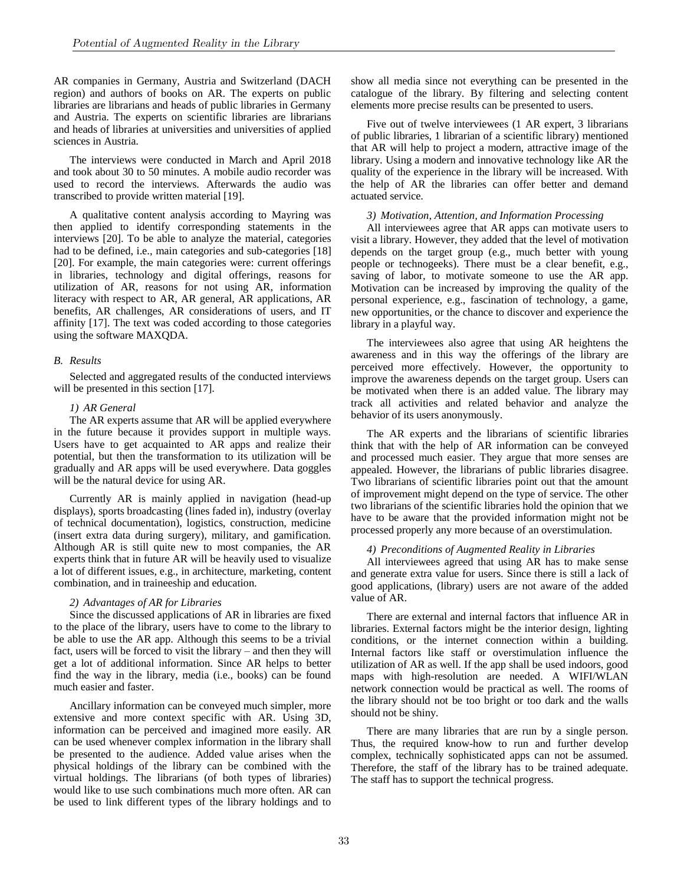AR companies in Germany, Austria and Switzerland (DACH region) and authors of books on AR. The experts on public libraries are librarians and heads of public libraries in Germany and Austria. The experts on scientific libraries are librarians and heads of libraries at universities and universities of applied sciences in Austria.

The interviews were conducted in March and April 2018 and took about 30 to 50 minutes. A mobile audio recorder was used to record the interviews. Afterwards the audio was transcribed to provide written material [19].

A qualitative content analysis according to Mayring was then applied to identify corresponding statements in the interviews [20]. To be able to analyze the material, categories had to be defined, i.e., main categories and sub-categories [18] [20]. For example, the main categories were: current offerings in libraries, technology and digital offerings, reasons for utilization of AR, reasons for not using AR, information literacy with respect to AR, AR general, AR applications, AR benefits, AR challenges, AR considerations of users, and IT affinity [17]. The text was coded according to those categories using the software MAXQDA.

### B. Results

Selected and aggregated results of the conducted interviews will be presented in this section [17].

#### 1) AR General

The AR experts assume that AR will be applied everywhere in the future because it provides support in multiple ways. Users have to get acquainted to AR apps and realize their potential, but then the transformation to its utilization will be gradually and AR apps will be used everywhere. Data goggles will be the natural device for using AR.

Currently AR is mainly applied in navigation (head-up displays), sports broadcasting (lines faded in), industry (overlay of technical documentation), logistics, construction, medicine (insert extra data during surgery), military, and gamification. Although AR is still quite new to most companies, the AR experts think that in future AR will be heavily used to visualize a lot of different issues, e.g., in architecture, marketing, content combination, and in traineeship and education.

#### 2) Advantages of AR for Libraries

Since the discussed applications of AR in libraries are fixed to the place of the library, users have to come to the library to be able to use the AR app. Although this seems to be a trivial fact, users will be forced to visit the library – and then they will get a lot of additional information. Since AR helps to better find the way in the library, media (i.e., books) can be found much easier and faster.

Ancillary information can be conveyed much simpler, more extensive and more context specific with AR. Using 3D, information can be perceived and imagined more easily. AR can be used whenever complex information in the library shall be presented to the audience. Added value arises when the physical holdings of the library can be combined with the virtual holdings. The librarians (of both types of libraries) would like to use such combinations much more often. AR can be used to link different types of the library holdings and to show all media since not everything can be presented in the catalogue of the library. By filtering and selecting content elements more precise results can be presented to users.

Five out of twelve interviewees (1 AR expert, 3 librarians of public libraries, 1 librarian of a scientific library) mentioned that AR will help to project a modern, attractive image of the library. Using a modern and innovative technology like AR the quality of the experience in the library will be increased. With the help of AR the libraries can offer better and demand actuated service.

#### 3) Motivation, Attention, and Information Processing

All interviewees agree that AR apps can motivate users to visit a library. However, they added that the level of motivation depends on the target group (e.g., much better with young people or technogeeks). There must be a clear benefit, e.g., saving of labor, to motivate someone to use the AR app. Motivation can be increased by improving the quality of the personal experience, e.g., fascination of technology, a game, new opportunities, or the chance to discover and experience the library in a playful way.

The interviewees also agree that using AR heightens the awareness and in this way the offerings of the library are perceived more effectively. However, the opportunity to improve the awareness depends on the target group. Users can be motivated when there is an added value. The library may track all activities and related behavior and analyze the behavior of its users anonymously.

The AR experts and the librarians of scientific libraries think that with the help of AR information can be conveyed and processed much easier. They argue that more senses are appealed. However, the librarians of public libraries disagree. Two librarians of scientific libraries point out that the amount of improvement might depend on the type of service. The other two librarians of the scientific libraries hold the opinion that we have to be aware that the provided information might not be processed properly any more because of an overstimulation.

#### 4) Preconditions of Augmented Reality in Libraries

All interviewees agreed that using AR has to make sense and generate extra value for users. Since there is still a lack of good applications, (library) users are not aware of the added value of AR.

There are external and internal factors that influence AR in libraries. External factors might be the interior design, lighting conditions, or the internet connection within a building. Internal factors like staff or overstimulation influence the utilization of AR as well. If the app shall be used indoors, good maps with high-resolution are needed. A WIFI/WLAN network connection would be practical as well. The rooms of the library should not be too bright or too dark and the walls should not be shiny.

There are many libraries that are run by a single person. Thus, the required know-how to run and further develop complex, technically sophisticated apps can not be assumed. Therefore, the staff of the library has to be trained adequate. The staff has to support the technical progress.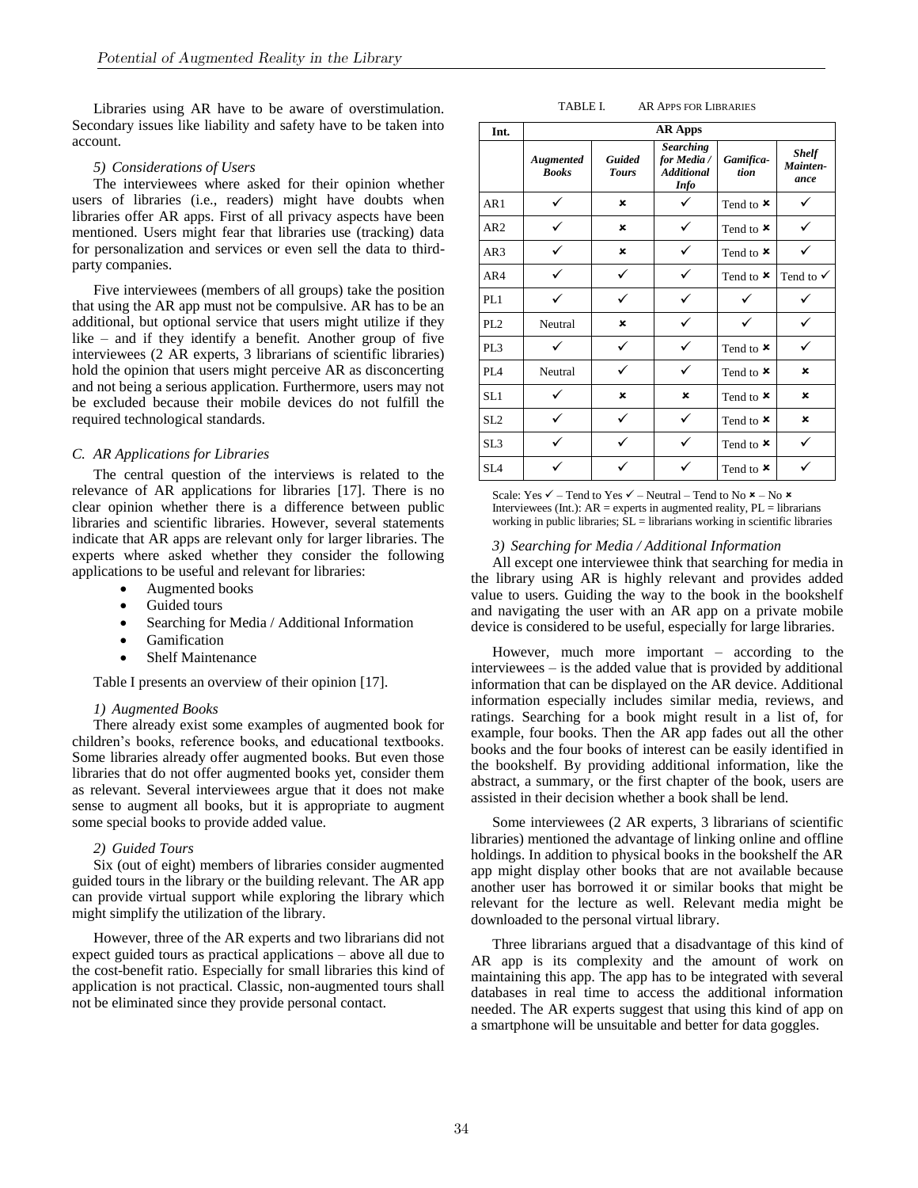Libraries using AR have to be aware of overstimulation. Secondary issues like liability and safety have to be taken into account.

*5) Considerations of Users*

The interviewees where asked for their opinion whether users of libraries (i.e., readers) might have doubts when libraries offer AR apps. First of all privacy aspects have been mentioned. Users might fear that libraries use (tracking) data for personalization and services or even sell the data to third-party companies.

Five interviewees (members of all groups) take the position that using the AR app must not be compulsive. AR has to be an additional, but optional service that users might utilize if they like – and if they identify a benefit. Another group of five interviewees (2 AR experts, 3 librarians of scientific libraries) hold the opinion that users might perceive AR as disconcerting and not being a serious application. Furthermore, users may not be excluded because their mobile devices do not fulfill the required technological standards.

### C. AR Applications for Libraries

The central question of the interviews is related to the relevance of AR applications for libraries [17]. There is no clear opinion whether there is a difference between public libraries and scientific libraries. However, several statements indicate that AR apps are relevant only for larger libraries. The experts where asked whether they consider the following applications to be useful and relevant for libraries:

- Augmented books
- Guided tours
- Searching for Media / Additional Information
- Gamification
- Shelf Maintenance

Table I presents an overview of their opinion [17].

*1) Augmented Books*

There already exist some examples of augmented book for children's books, reference books, and educational textbooks. Some libraries already offer augmented books. But even those libraries that do not offer augmented books yet, consider them as relevant. Several interviewees argue that it does not make sense to augment all books, but it is appropriate to augment some special books to provide added value.

*2) Guided Tours*

Six (out of eight) members of libraries consider augmented guided tours in the library or the building relevant. The AR app can provide virtual support while exploring the library which might simplify the utilization of the library.

However, three of the AR experts and two librarians did not expect guided tours as practical applications – above all due to the cost-benefit ratio. Especially for small libraries this kind of application is not practical. Classic, non-augmented tours shall not be eliminated since they provide personal contact.

TABLE I. AR APPS FOR LIBRARIES

| Int. | AR Apps | | | | |
|---|---|---|---|---|---|
| | *Augmented Books* | *Guided Tours* | *Searching for Media / Additional Info* | *Gamification* | *Shelf Maintenance* |
| AR1 | ✓ | × | ✓ | Tend to × | ✓ |
| AR2 | ✓ | × | ✓ | Tend to × | ✓ |
| AR3 | ✓ | × | ✓ | Tend to × | ✓ |
| AR4 | ✓ | ✓ | ✓ | Tend to × | Tend to ✓ |
| PL1 | ✓ | ✓ | ✓ | ✓ | ✓ |
| PL2 | Neutral | × | ✓ | ✓ | ✓ |
| PL3 | ✓ | ✓ | ✓ | Tend to × | ✓ |
| PL4 | Neutral | ✓ | ✓ | Tend to × | × |
| SL1 | ✓ | × | × | Tend to × | × |
| SL2 | ✓ | ✓ | ✓ | Tend to × | × |
| SL3 | ✓ | ✓ | ✓ | Tend to × | ✓ |
| SL4 | ✓ | ✓ | ✓ | Tend to × | ✓ |

Scale: Yes ✓ – Tend to Yes ✓ – Neutral – Tend to No × – No ×
Interviewees (Int.): AR = experts in augmented reality, PL = librarians working in public libraries; SL = librarians working in scientific libraries

*3) Searching for Media / Additional Information*

All except one interviewee think that searching for media in the library using AR is highly relevant and provides added value to users. Guiding the way to the book in the bookshelf and navigating the user with an AR app on a private mobile device is considered to be useful, especially for large libraries.

However, much more important – according to the interviewees – is the added value that is provided by additional information that can be displayed on the AR device. Additional information especially includes similar media, reviews, and ratings. Searching for a book might result in a list of, for example, four books. Then the AR app fades out all the other books and the four books of interest can be easily identified in the bookshelf. By providing additional information, like the abstract, a summary, or the first chapter of the book, users are assisted in their decision whether a book shall be lend.

Some interviewees (2 AR experts, 3 librarians of scientific libraries) mentioned the advantage of linking online and offline holdings. In addition to physical books in the bookshelf the AR app might display other books that are not available because another user has borrowed it or similar books that might be relevant for the lecture as well. Relevant media might be downloaded to the personal virtual library.

Three librarians argued that a disadvantage of this kind of AR app is its complexity and the amount of work on maintaining this app. The app has to be integrated with several databases in real time to access the additional information needed. The AR experts suggest that using this kind of app on a smartphone will be unsuitable and better for data goggles.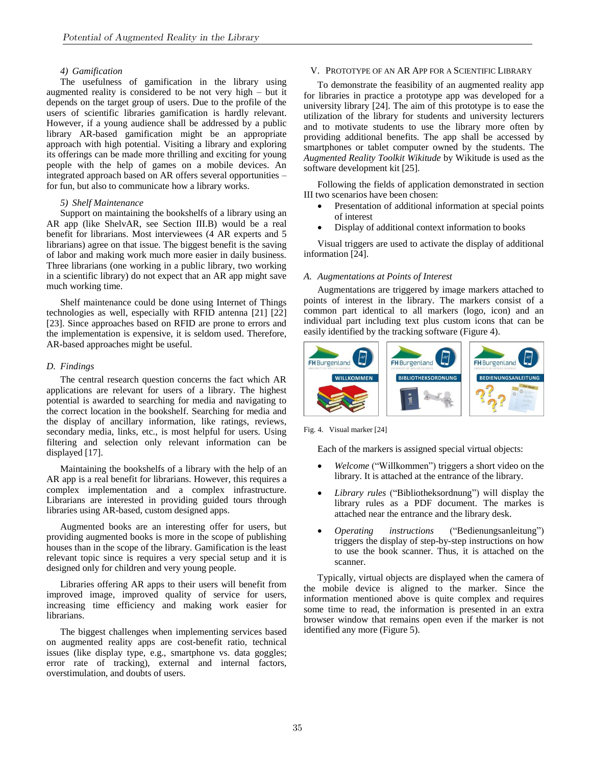#### 4) Gamification

The usefulness of gamification in the library using augmented reality is considered to be not very high – but it depends on the target group of users. Due to the profile of the users of scientific libraries gamification is hardly relevant. However, if a young audience shall be addressed by a public library AR-based gamification might be an appropriate approach with high potential. Visiting a library and exploring its offerings can be made more thrilling and exciting for young people with the help of games on a mobile devices. An integrated approach based on AR offers several opportunities – for fun, but also to communicate how a library works.

#### 5) Shelf Maintenance

Support on maintaining the bookshelfs of a library using an AR app (like ShelvAR, see Section III.B) would be a real benefit for librarians. Most interviewees (4 AR experts and 5 librarians) agree on that issue. The biggest benefit is the saving of labor and making work much more easier in daily business. Three librarians (one working in a public library, two working in a scientific library) do not expect that an AR app might save much working time.

Shelf maintenance could be done using Internet of Things technologies as well, especially with RFID antenna [21] [22] [23]. Since approaches based on RFID are prone to errors and the implementation is expensive, it is seldom used. Therefore, AR-based approaches might be useful.

### D. Findings

The central research question concerns the fact which AR applications are relevant for users of a library. The highest potential is awarded to searching for media and navigating to the correct location in the bookshelf. Searching for media and the display of ancillary information, like ratings, reviews, secondary media, links, etc., is most helpful for users. Using filtering and selection only relevant information can be displayed [17].

Maintaining the bookshelfs of a library with the help of an AR app is a real benefit for librarians. However, this requires a complex implementation and a complex infrastructure. Librarians are interested in providing guided tours through libraries using AR-based, custom designed apps.

Augmented books are an interesting offer for users, but providing augmented books is more in the scope of publishing houses than in the scope of the library. Gamification is the least relevant topic since is requires a very special setup and it is designed only for children and very young people.

Libraries offering AR apps to their users will benefit from improved image, improved quality of service for users, increasing time efficiency and making work easier for librarians.

The biggest challenges when implementing services based on augmented reality apps are cost-benefit ratio, technical issues (like display type, e.g., smartphone vs. data goggles; error rate of tracking), external and internal factors, overstimulation, and doubts of users.

## V. Prototype of an AR App for a Scientific Library

To demonstrate the feasibility of an augmented reality app for libraries in practice a prototype app was developed for a university library [24]. The aim of this prototype is to ease the utilization of the library for students and university lecturers and to motivate students to use the library more often by providing additional benefits. The app shall be accessed by smartphones or tablet computer owned by the students. The *Augmented Reality Toolkit Wikitude* by Wikitude is used as the software development kit [25].

Following the fields of application demonstrated in section III two scenarios have been chosen:

- Presentation of additional information at special points of interest
- Display of additional context information to books

Visual triggers are used to activate the display of additional information [24].

### A. Augmentations at Points of Interest

Augmentations are triggered by image markers attached to points of interest in the library. The markers consist of a common part identical to all markers (logo, icon) and an individual part including text plus custom icons that can be easily identified by the tracking software (Figure 4).

Fig. 4. Visual marker [24]

Each of the markers is assigned special virtual objects:

- *Welcome* ("Willkommen") triggers a short video on the library. It is attached at the entrance of the library.
- *Library rules* ("Bibliotheksordnung") will display the library rules as a PDF document. The markes is attached near the entrance and the library desk.
- *Operating instructions* ("Bedienungsanleitung") triggers the display of step-by-step instructions on how to use the book scanner. Thus, it is attached on the scanner.

Typically, virtual objects are displayed when the camera of the mobile device is aligned to the marker. Since the information mentioned above is quite complex and requires some time to read, the information is presented in an extra browser window that remains open even if the marker is not identified any more (Figure 5).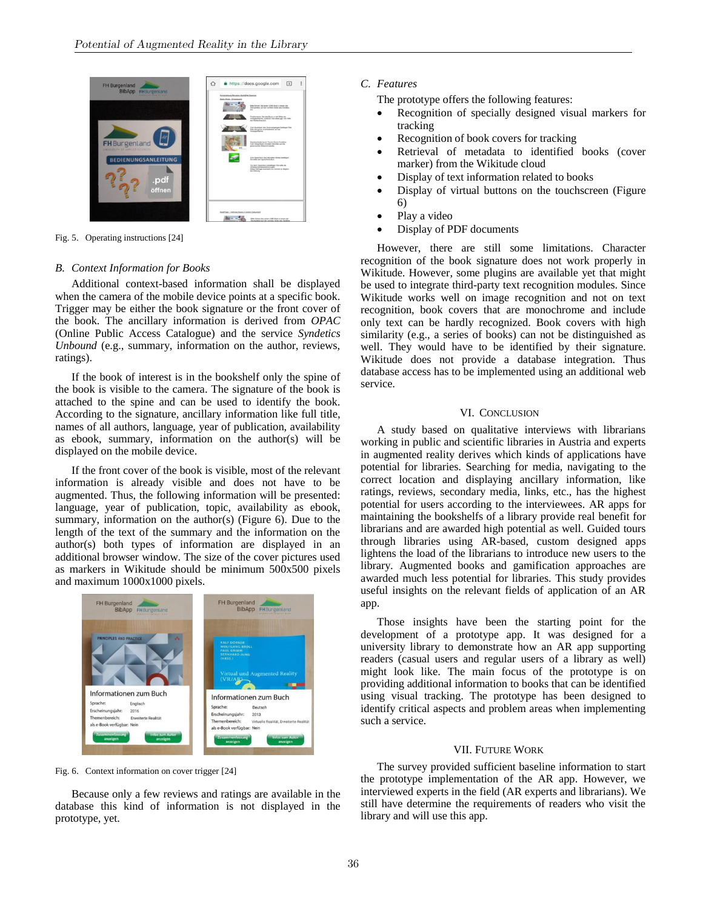Fig. 5. Operating instructions [24]

### B. Context Information for Books

Additional context-based information shall be displayed when the camera of the mobile device points at a specific book. Trigger may be either the book signature or the front cover of the book. The ancillary information is derived from *OPAC* (Online Public Access Catalogue) and the service *Syndetics Unbound* (e.g., summary, information on the author, reviews, ratings).

If the book of interest is in the bookshelf only the spine of the book is visible to the camera. The signature of the book is attached to the spine and can be used to identify the book. According to the signature, ancillary information like full title, names of all authors, language, year of publication, availability as ebook, summary, information on the author(s) will be displayed on the mobile device.

If the front cover of the book is visible, most of the relevant information is already visible and does not have to be augmented. Thus, the following information will be presented: language, year of publication, topic, availability as ebook, summary, information on the author(s) (Figure 6). Due to the length of the text of the summary and the information on the author(s) both types of information are displayed in an additional browser window. The size of the cover pictures used as markers in Wikitude should be minimum 500x500 pixels and maximum 1000x1000 pixels.

Fig. 6. Context information on cover trigger [24]

Because only a few reviews and ratings are available in the database this kind of information is not displayed in the prototype, yet.

### C. Features

The prototype offers the following features:

- Recognition of specially designed visual markers for tracking
- Recognition of book covers for tracking
- Retrieval of metadata to identified books (cover marker) from the Wikitude cloud
- Display of text information related to books
- Display of virtual buttons on the touchscreen (Figure 6)
- Play a video
- Display of PDF documents

However, there are still some limitations. Character recognition of the book signature does not work properly in Wikitude. However, some plugins are available yet that might be used to integrate third-party text recognition modules. Since Wikitude works well on image recognition and not on text recognition, book covers that are monochrome and include only text can be hardly recognized. Book covers with high similarity (e.g., a series of books) can not be distinguished as well. They would have to be identified by their signature. Wikitude does not provide a database integration. Thus database access has to be implemented using an additional web service.

## VI. Conclusion

A study based on qualitative interviews with librarians working in public and scientific libraries in Austria and experts in augmented reality derives which kinds of applications have potential for libraries. Searching for media, navigating to the correct location and displaying ancillary information, like ratings, reviews, secondary media, links, etc., has the highest potential for users according to the interviewees. AR apps for maintaining the bookshelfs of a library provide real benefit for librarians and are awarded high potential as well. Guided tours through libraries using AR-based, custom designed apps lightens the load of the librarians to introduce new users to the library. Augmented books and gamification approaches are awarded much less potential for libraries. This study provides useful insights on the relevant fields of application of an AR app.

Those insights have been the starting point for the development of a prototype app. It was designed for a university library to demonstrate how an AR app supporting readers (casual users and regular users of a library as well) might look like. The main focus of the prototype is on providing additional information to books that can be identified using visual tracking. The prototype has been designed to identify critical aspects and problem areas when implementing such a service.

## VII. Future Work

The survey provided sufficient baseline information to start the prototype implementation of the AR app. However, we interviewed experts in the field (AR experts and librarians). We still have determine the requirements of readers who visit the library and will use this app.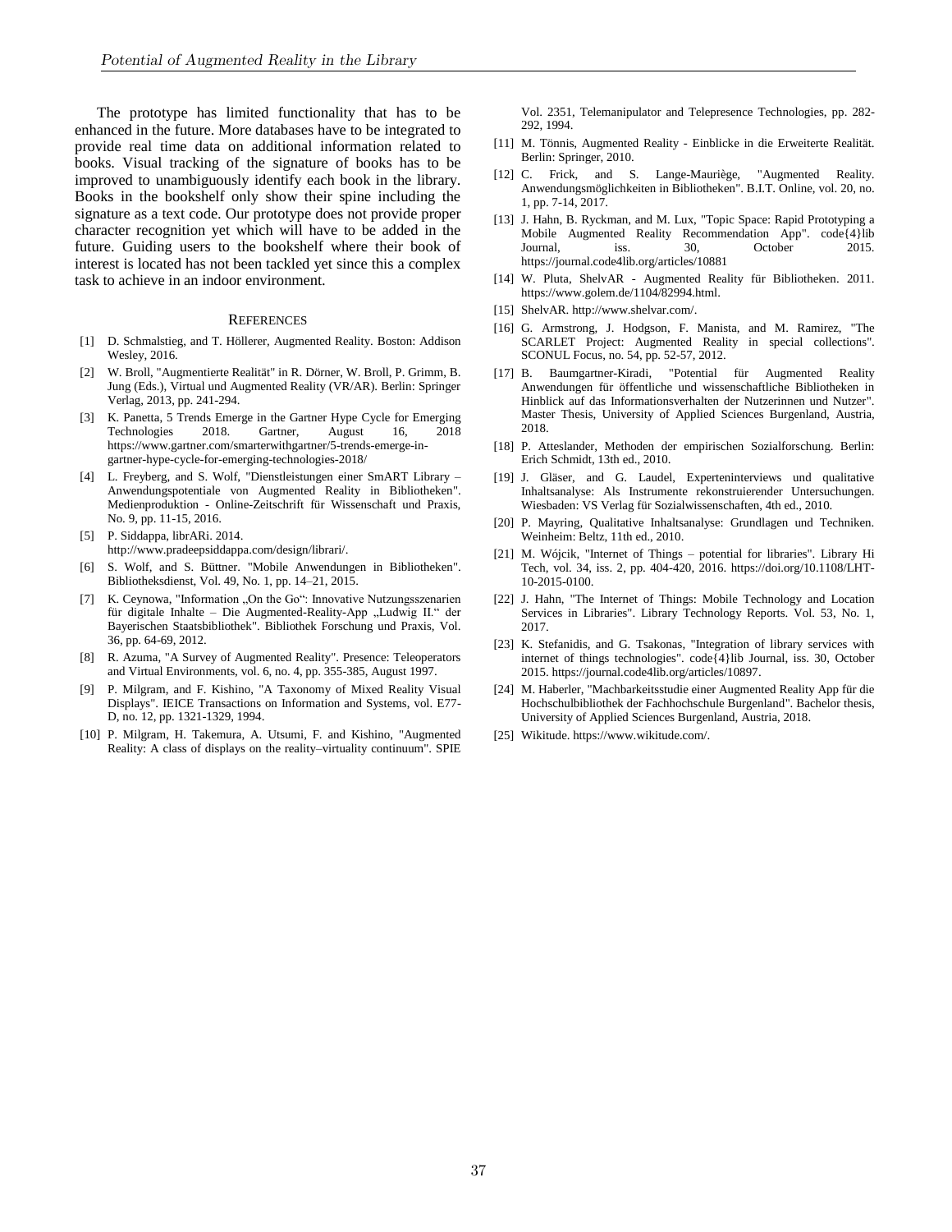The prototype has limited functionality that has to be enhanced in the future. More databases have to be integrated to provide real time data on additional information related to books. Visual tracking of the signature of books has to be improved to unambiguously identify each book in the library. Books in the bookshelf only show their spine including the signature as a text code. Our prototype does not provide proper character recognition yet which will have to be added in the future. Guiding users to the bookshelf where their book of interest is located has not been tackled yet since this a complex task to achieve in an indoor environment.

## REFERENCES

[1] D. Schmalstieg, and T. Höllerer, Augmented Reality. Boston: Addison Wesley, 2016.

[2] W. Broll, "Augmentierte Realität" in R. Dörner, W. Broll, P. Grimm, B. Jung (Eds.), Virtual und Augmented Reality (VR/AR). Berlin: Springer Verlag, 2013, pp. 241-294.

[3] K. Panetta, 5 Trends Emerge in the Gartner Hype Cycle for Emerging Technologies 2018. Gartner, August 16, 2018 https://www.gartner.com/smarterwithgartner/5-trends-emerge-in-gartner-hype-cycle-for-emerging-technologies-2018/

[4] L. Freyberg, and S. Wolf, "Dienstleistungen einer SmART Library – Anwendungspotentiale von Augmented Reality in Bibliotheken". Medienproduktion - Online-Zeitschrift für Wissenschaft und Praxis, No. 9, pp. 11-15, 2016.

[5] P. Siddappa, librARi. 2014. http://www.pradeepsiddappa.com/design/librari/.

[6] S. Wolf, and S. Büttner. "Mobile Anwendungen in Bibliotheken". Bibliotheksdienst, Vol. 49, No. 1, pp. 14–21, 2015.

[7] K. Ceynowa, "Information „On the Go“: Innovative Nutzungsszenarien für digitale Inhalte – Die Augmented-Reality-App „Ludwig II.“ der Bayerischen Staatsbibliothek". Bibliothek Forschung und Praxis, Vol. 36, pp. 64-69, 2012.

[8] R. Azuma, "A Survey of Augmented Reality". Presence: Teleoperators and Virtual Environments, vol. 6, no. 4, pp. 355-385, August 1997.

[9] P. Milgram, and F. Kishino, "A Taxonomy of Mixed Reality Visual Displays". IEICE Transactions on Information and Systems, vol. E77-D, no. 12, pp. 1321-1329, 1994.

[10] P. Milgram, H. Takemura, A. Utsumi, F. and Kishino, "Augmented Reality: A class of displays on the reality–virtuality continuum". SPIE Vol. 2351, Telemanipulator and Telepresence Technologies, pp. 282-292, 1994.

[11] M. Tönnis, Augmented Reality - Einblicke in die Erweiterte Realität. Berlin: Springer, 2010.

[12] C. Frick, and S. Lange-Mauriège, "Augmented Reality. Anwendungsmöglichkeiten in Bibliotheken". B.I.T. Online, vol. 20, no. 1, pp. 7-14, 2017.

[13] J. Hahn, B. Ryckman, and M. Lux, "Topic Space: Rapid Prototyping a Mobile Augmented Reality Recommendation App". code{4}lib Journal, iss. 30, October 2015. https://journal.code4lib.org/articles/10881

[14] W. Pluta, ShelvAR - Augmented Reality für Bibliotheken. 2011. https://www.golem.de/1104/82994.html.

[15] ShelvAR. http://www.shelvar.com/.

[16] G. Armstrong, J. Hodgson, F. Manista, and M. Ramirez, "The SCARLET Project: Augmented Reality in special collections". SCONUL Focus, no. 54, pp. 52-57, 2012.

[17] B. Baumgartner-Kiradi, "Potential für Augmented Reality Anwendungen für öffentliche und wissenschaftliche Bibliotheken in Hinblick auf das Informationsverhalten der Nutzerinnen und Nutzer". Master Thesis, University of Applied Sciences Burgenland, Austria, 2018.

[18] P. Atteslander, Methoden der empirischen Sozialforschung. Berlin: Erich Schmidt, 13th ed., 2010.

[19] J. Gläser, and G. Laudel, Experteninterviews und qualitative Inhaltsanalyse: Als Instrumente rekonstruierender Untersuchungen. Wiesbaden: VS Verlag für Sozialwissenschaften, 4th ed., 2010.

[20] P. Mayring, Qualitative Inhaltsanalyse: Grundlagen und Techniken. Weinheim: Beltz, 11th ed., 2010.

[21] M. Wójcik, "Internet of Things – potential for libraries". Library Hi Tech, vol. 34, iss. 2, pp. 404-420, 2016. https://doi.org/10.1108/LHT-10-2015-0100.

[22] J. Hahn, "The Internet of Things: Mobile Technology and Location Services in Libraries". Library Technology Reports. Vol. 53, No. 1, 2017.

[23] K. Stefanidis, and G. Tsakonas, "Integration of library services with internet of things technologies". code{4}lib Journal, iss. 30, October 2015. https://journal.code4lib.org/articles/10897.

[24] M. Haberler, "Machbarkeitsstudie einer Augmented Reality App für die Hochschulbibliothek der Fachhochschule Burgenland". Bachelor thesis, University of Applied Sciences Burgenland, Austria, 2018.

[25] Wikitude. https://www.wikitude.com/.